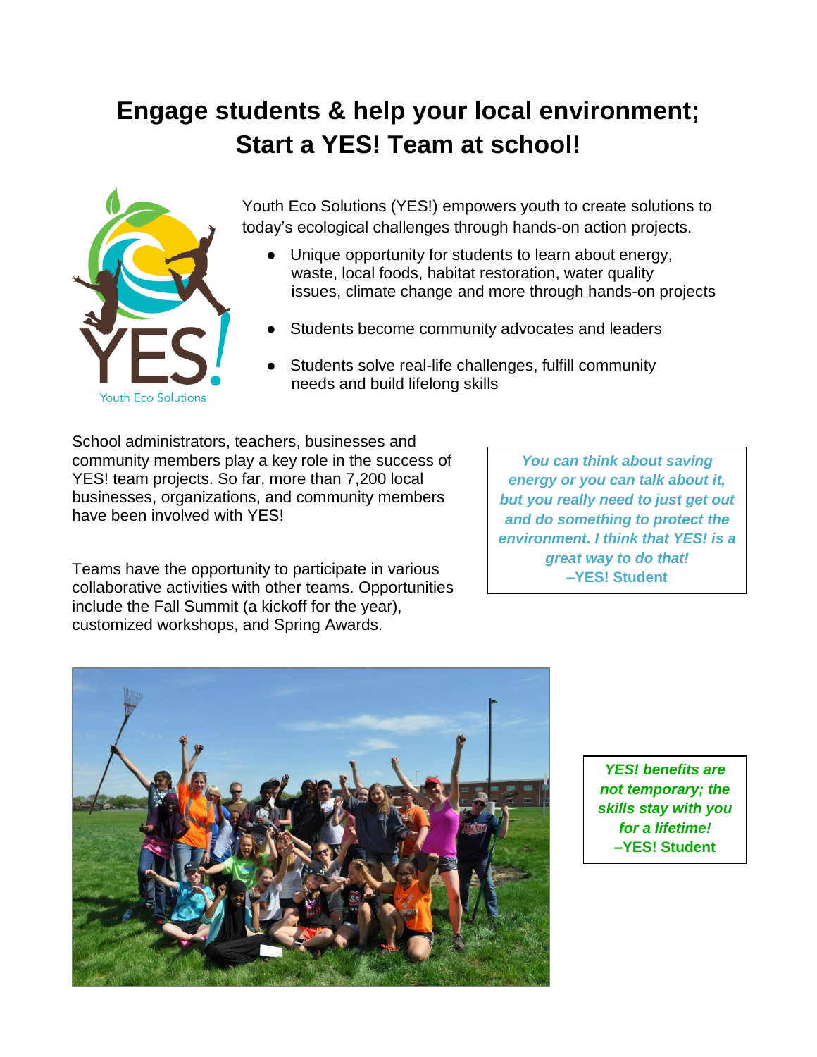# Engage students & help your local environment; Start a YES! Team at school!

Youth Eco Solutions (YES!) empowers youth to create solutions to today's ecological challenges through hands-on action projects.

- Unique opportunity for students to learn about energy, waste, local foods, habitat restoration, water quality issues, climate change and more through hands-on projects
- Students become community advocates and leaders
- Students solve real-life challenges, fulfill community needs and build lifelong skills

School administrators, teachers, businesses and community members play a key role in the success of YES! team projects. So far, more than 7,200 local businesses, organizations, and community members have been involved with YES!

Teams have the opportunity to participate in various collaborative activities with other teams. Opportunities include the Fall Summit (a kickoff for the year), customized workshops, and Spring Awards.

> ***You can think about saving energy or you can talk about it, but you really need to just get out and do something to protect the environment. I think that YES! is a great way to do that!***
> **–YES! Student**

> ***YES! benefits are not temporary; the skills stay with you for a lifetime!***
> **–YES! Student**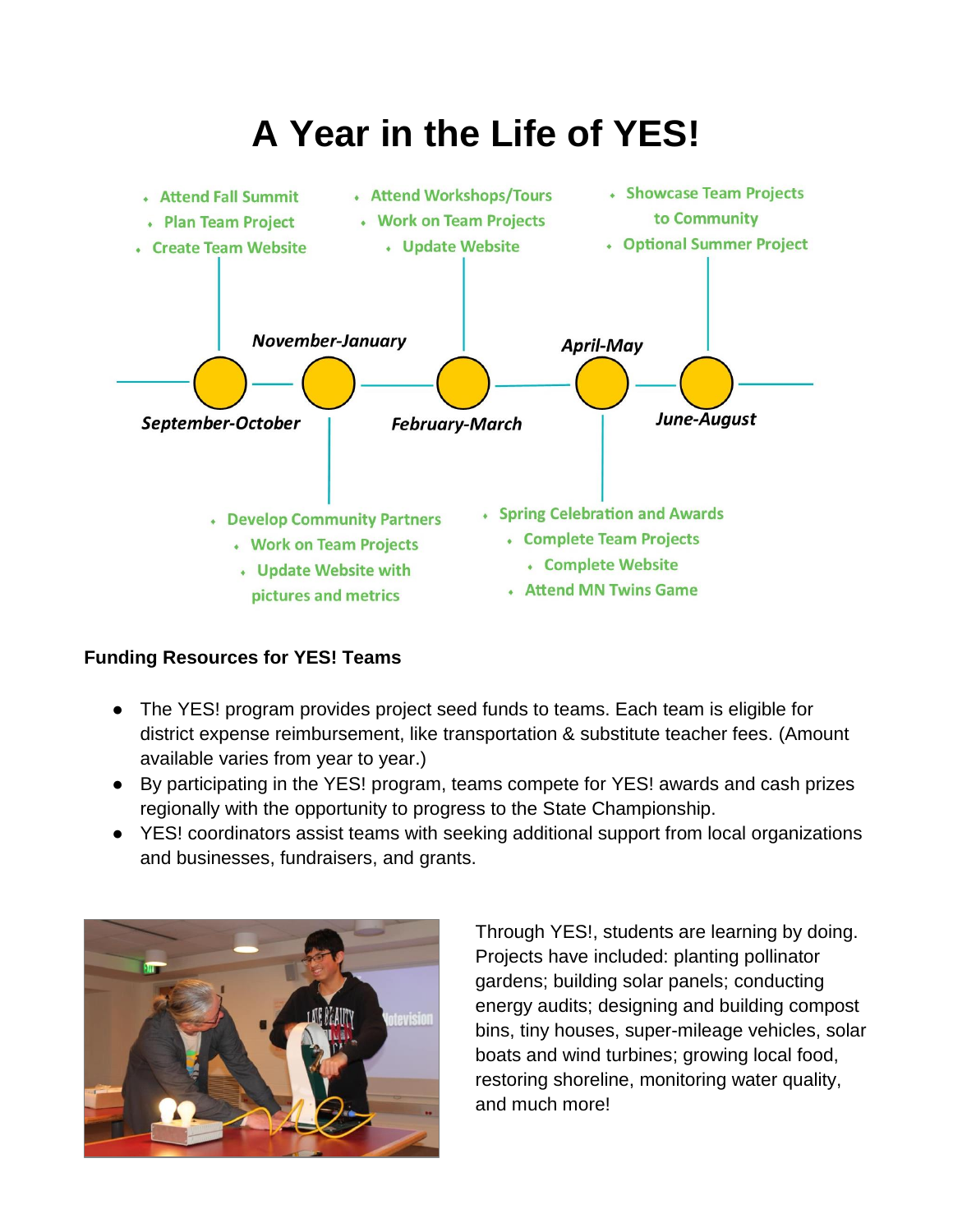# A Year in the Life of YES!

***September-October***

- Attend Fall Summit
- Plan Team Project
- Create Team Website

***November-January***

- Develop Community Partners
- Work on Team Projects
- Update Website with pictures and metrics

***February-March***

- Attend Workshops/Tours
- Work on Team Projects
- Update Website

***April-May***

- Spring Celebration and Awards
- Complete Team Projects
- Complete Website
- Attend MN Twins Game

***June-August***

- Showcase Team Projects to Community
- Optional Summer Project

**Funding Resources for YES! Teams**

- The YES! program provides project seed funds to teams. Each team is eligible for district expense reimbursement, like transportation & substitute teacher fees. (Amount available varies from year to year.)
- By participating in the YES! program, teams compete for YES! awards and cash prizes regionally with the opportunity to progress to the State Championship.
- YES! coordinators assist teams with seeking additional support from local organizations and businesses, fundraisers, and grants.

Through YES!, students are learning by doing. Projects have included: planting pollinator gardens; building solar panels; conducting energy audits; designing and building compost bins, tiny houses, super-mileage vehicles, solar boats and wind turbines; growing local food, restoring shoreline, monitoring water quality, and much more!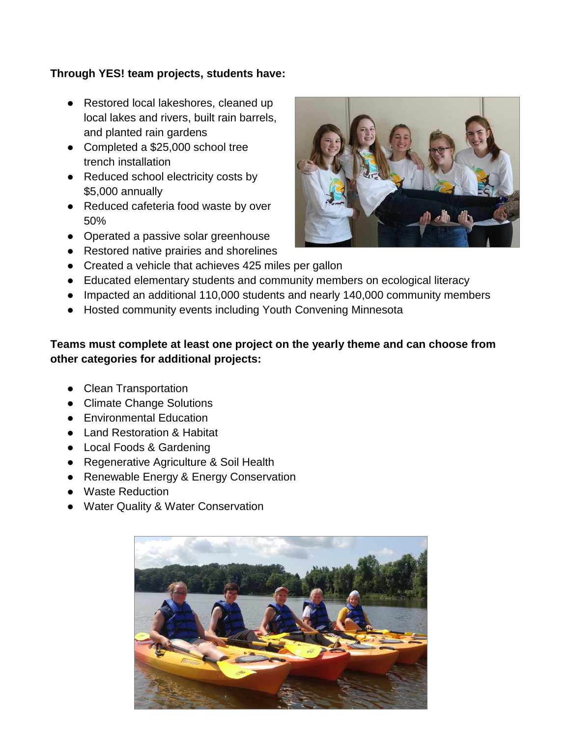**Through YES! team projects, students have:**

- Restored local lakeshores, cleaned up local lakes and rivers, built rain barrels, and planted rain gardens
- Completed a $25,000 school tree trench installation
- Reduced school electricity costs by $5,000 annually
- Reduced cafeteria food waste by over 50%
- Operated a passive solar greenhouse
- Restored native prairies and shorelines
- Created a vehicle that achieves 425 miles per gallon
- Educated elementary students and community members on ecological literacy
- Impacted an additional 110,000 students and nearly 140,000 community members
- Hosted community events including Youth Convening Minnesota

**Teams must complete at least one project on the yearly theme and can choose from other categories for additional projects:**

- Clean Transportation
- Climate Change Solutions
- Environmental Education
- Land Restoration & Habitat
- Local Foods & Gardening
- Regenerative Agriculture & Soil Health
- Renewable Energy & Energy Conservation
- Waste Reduction
- Water Quality & Water Conservation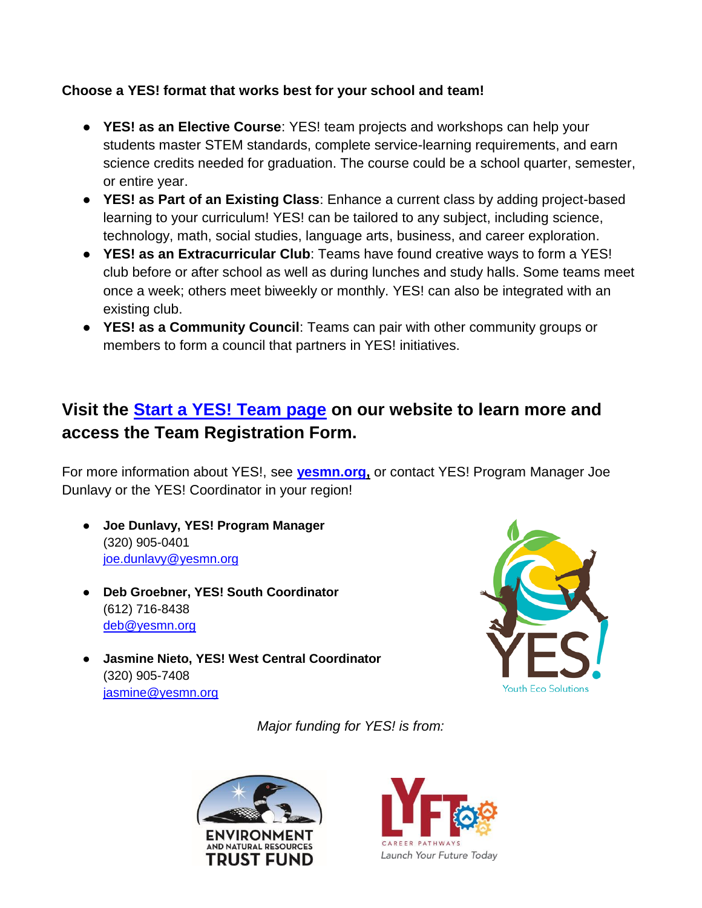**Choose a YES! format that works best for your school and team!**

- **YES! as an Elective Course**: YES! team projects and workshops can help your students master STEM standards, complete service-learning requirements, and earn science credits needed for graduation. The course could be a school quarter, semester, or entire year.
- **YES! as Part of an Existing Class**: Enhance a current class by adding project-based learning to your curriculum! YES! can be tailored to any subject, including science, technology, math, social studies, language arts, business, and career exploration.
- **YES! as an Extracurricular Club**: Teams have found creative ways to form a YES! club before or after school as well as during lunches and study halls. Some teams meet once a week; others meet biweekly or monthly. YES! can also be integrated with an existing club.
- **YES! as a Community Council**: Teams can pair with other community groups or members to form a council that partners in YES! initiatives.

## Visit the Start a YES! Team page on our website to learn more and access the Team Registration Form.

For more information about YES!, see **yesmn.org**, or contact YES! Program Manager Joe Dunlavy or the YES! Coordinator in your region!

- **Joe Dunlavy, YES! Program Manager**
  (320) 905-0401
  joe.dunlavy@yesmn.org

- **Deb Groebner, YES! South Coordinator**
  (612) 716-8438
  deb@yesmn.org

- **Jasmine Nieto, YES! West Central Coordinator**
  (320) 905-7408
  jasmine@yesmn.org

YES! Youth Eco Solutions

*Major funding for YES! is from:*

ENVIRONMENT AND NATURAL RESOURCES TRUST FUND

LYFT CAREER PATHWAYS Launch Your Future Today